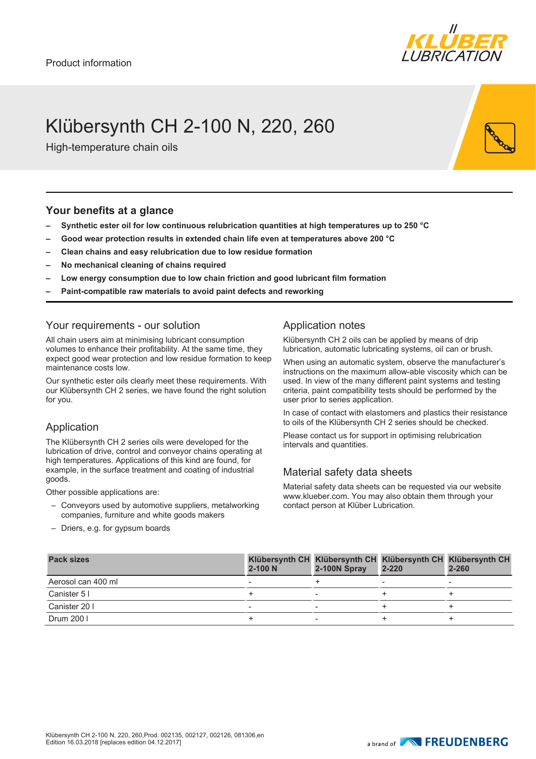Product information

# Klübersynth CH 2-100 N, 220, 260

High-temperature chain oils

## Your benefits at a glance

- **Synthetic ester oil for low continuous relubrication quantities at high temperatures up to 250 °C**
- **Good wear protection results in extended chain life even at temperatures above 200 °C**
- **Clean chains and easy relubrication due to low residue formation**
- **No mechanical cleaning of chains required**
- **Low energy consumption due to low chain friction and good lubricant film formation**
- **Paint-compatible raw materials to avoid paint defects and reworking**

## Your requirements - our solution

All chain users aim at minimising lubricant consumption volumes to enhance their profitability. At the same time, they expect good wear protection and low residue formation to keep maintenance costs low.

Our synthetic ester oils clearly meet these requirements. With our Klübersynth CH 2 series, we have found the right solution for you.

## Application

The Klübersynth CH 2 series oils were developed for the lubrication of drive, control and conveyor chains operating at high temperatures. Applications of this kind are found, for example, in the surface treatment and coating of industrial goods.

Other possible applications are:

- Conveyors used by automotive suppliers, metalworking companies, furniture and white goods makers
- Driers, e.g. for gypsum boards

## Application notes

Klübersynth CH 2 oils can be applied by means of drip lubrication, automatic lubricating systems, oil can or brush.

When using an automatic system, observe the manufacturer's instructions on the maximum allow-able viscosity which can be used. In view of the many different paint systems and testing criteria, paint compatibility tests should be performed by the user prior to series application.

In case of contact with elastomers and plastics their resistance to oils of the Klübersynth CH 2 series should be checked.

Please contact us for support in optimising relubrication intervals and quantities.

## Material safety data sheets

Material safety data sheets can be requested via our website www.klueber.com. You may also obtain them through your contact person at Klüber Lubrication.

| Pack sizes | Klübersynth CH 2-100 N | Klübersynth CH 2-100N Spray | Klübersynth CH 2-220 | Klübersynth CH 2-260 |
|---|---|---|---|---|
| Aerosol can 400 ml | - | + | - | - |
| Canister 5 l | + | - | + | + |
| Canister 20 l | - | - | + | + |
| Drum 200 l | + | - | + | + |

Klübersynth CH 2-100 N, 220, 260,Prod. 002135, 002127, 002126, 081306,en
Edition 16.03.2018 [replaces edition 04.12.2017]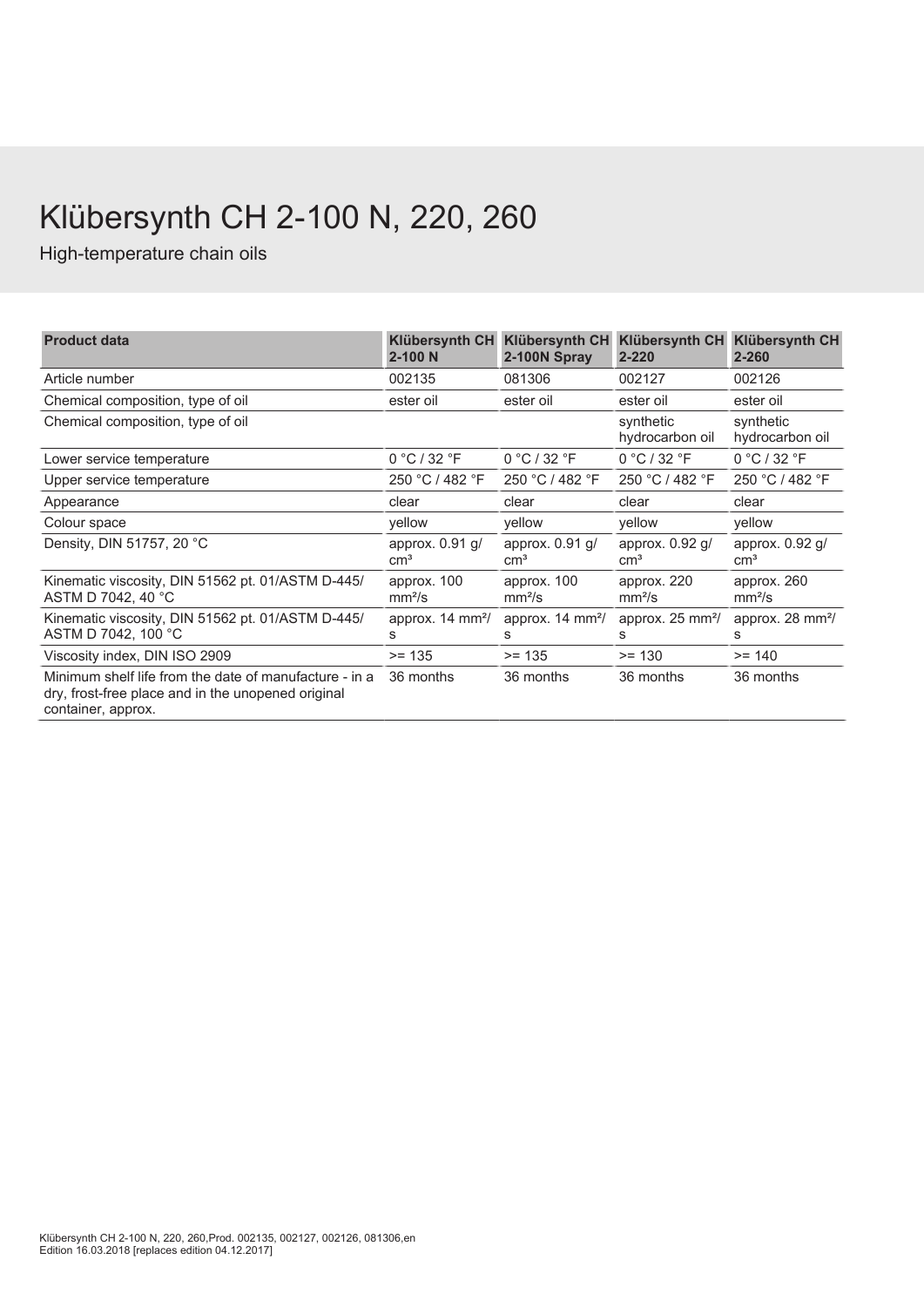# Klübersynth CH 2-100 N, 220, 260

High-temperature chain oils

| Product data | Klübersynth CH 2-100 N | Klübersynth CH 2-100N Spray | Klübersynth CH 2-220 | Klübersynth CH 2-260 |
|---|---|---|---|---|
| Article number | 002135 | 081306 | 002127 | 002126 |
| Chemical composition, type of oil | ester oil | ester oil | ester oil | ester oil |
| Chemical composition, type of oil | | | synthetic hydrocarbon oil | synthetic hydrocarbon oil |
| Lower service temperature | 0 °C / 32 °F | 0 °C / 32 °F | 0 °C / 32 °F | 0 °C / 32 °F |
| Upper service temperature | 250 °C / 482 °F | 250 °C / 482 °F | 250 °C / 482 °F | 250 °C / 482 °F |
| Appearance | clear | clear | clear | clear |
| Colour space | yellow | yellow | yellow | yellow |
| Density, DIN 51757, 20 °C | approx. 0.91 g/cm³ | approx. 0.91 g/cm³ | approx. 0.92 g/cm³ | approx. 0.92 g/cm³ |
| Kinematic viscosity, DIN 51562 pt. 01/ASTM D-445/ ASTM D 7042, 40 °C | approx. 100 mm²/s | approx. 100 mm²/s | approx. 220 mm²/s | approx. 260 mm²/s |
| Kinematic viscosity, DIN 51562 pt. 01/ASTM D-445/ ASTM D 7042, 100 °C | approx. 14 mm²/s | approx. 14 mm²/s | approx. 25 mm²/s | approx. 28 mm²/s |
| Viscosity index, DIN ISO 2909 | >= 135 | >= 135 | >= 130 | >= 140 |
| Minimum shelf life from the date of manufacture - in a dry, frost-free place and in the unopened original container, approx. | 36 months | 36 months | 36 months | 36 months |

Klübersynth CH 2-100 N, 220, 260,Prod. 002135, 002127, 002126, 081306,en
Edition 16.03.2018 [replaces edition 04.12.2017]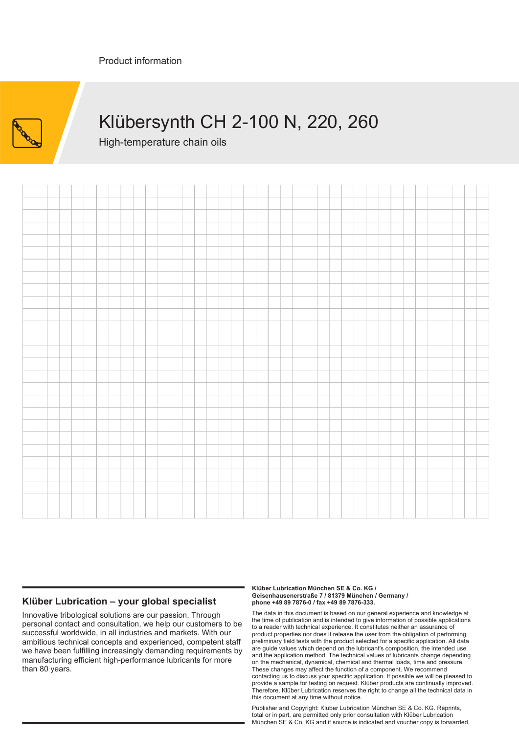Product information

# Klübersynth CH 2-100 N, 220, 260

High-temperature chain oils

## Klüber Lubrication – your global specialist

Innovative tribological solutions are our passion. Through personal contact and consultation, we help our customers to be successful worldwide, in all industries and markets. With our ambitious technical concepts and experienced, competent staff we have been fulfilling increasingly demanding requirements by manufacturing efficient high-performance lubricants for more than 80 years.

**Klüber Lubrication München SE & Co. KG / Geisenhausenerstraße 7 / 81379 München / Germany / phone +49 89 7876-0 / fax +49 89 7876-333.**

The data in this document is based on our general experience and knowledge at the time of publication and is intended to give information of possible applications to a reader with technical experience. It constitutes neither an assurance of product properties nor does it release the user from the obligation of performing preliminary field tests with the product selected for a specific application. All data are guide values which depend on the lubricant's composition, the intended use and the application method. The technical values of lubricants change depending on the mechanical, dynamical, chemical and thermal loads, time and pressure. These changes may affect the function of a component. We recommend contacting us to discuss your specific application. If possible we will be pleased to provide a sample for testing on request. Klüber products are continually improved. Therefore, Klüber Lubrication reserves the right to change all the technical data in this document at any time without notice.

Publisher and Copyright: Klüber Lubrication München SE & Co. KG. Reprints, total or in part, are permitted only prior consultation with Klüber Lubrication München SE & Co. KG and if source is indicated and voucher copy is forwarded.